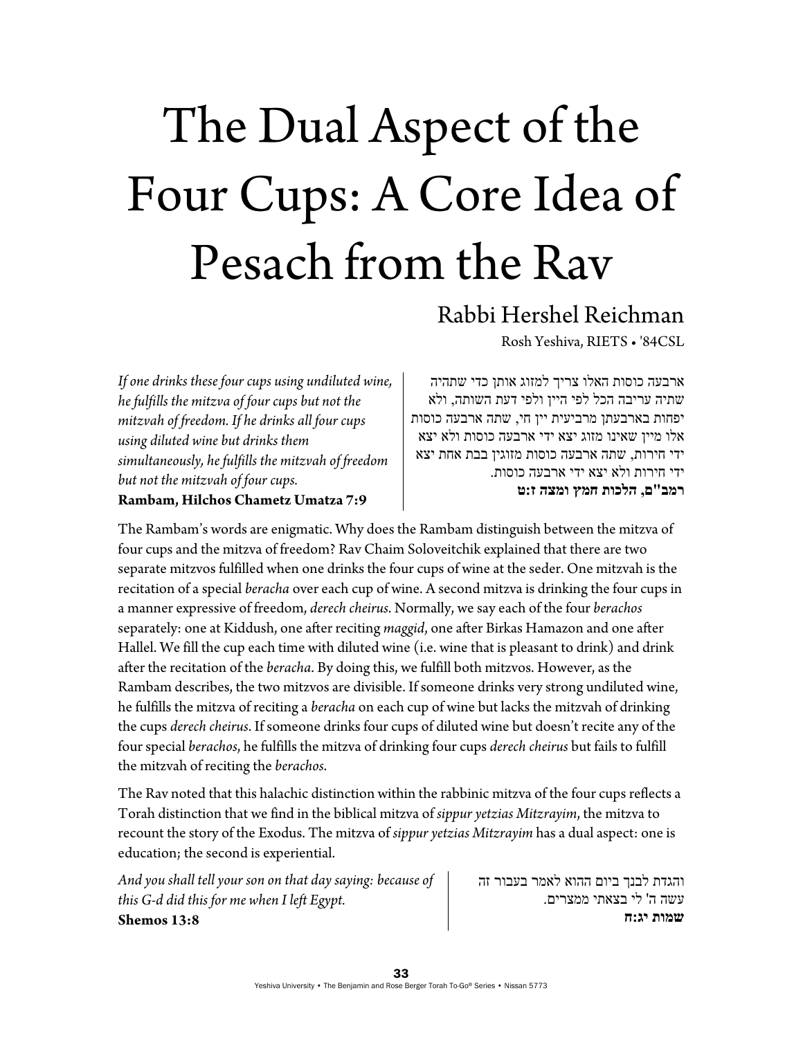# The Dual Aspect of the Four Cups: A Core Idea of Pesach from the Rav

## Rabbi Hershel Reichman

Rosh Yeshiva, RIETS • '84CSL

ארבעה כוסות האלו צריך למזוג אותן כדי שתהיה שתיה עריבה הכל לפי היין ולפי דעת השותה, ולא יפחות בארבעתן מרביעית יין חי, שתה ארבעה כוסות אלו מיין שאינו מזוג יצא ידי ארבעה כוסות ולא יצא ידי חירות, שתה ארבעה כוסות מזוגין בבת אחת יצא ידי חירות ולא יצא ידי ארבעה כוסות.
**רמב"ם, הלכות חמץ ומצה ז:ט**

*If one drinks these four cups using undiluted wine, he fulfills the mitzva of four cups but not the mitzvah of freedom. If he drinks all four cups using diluted wine but drinks them simultaneously, he fulfills the mitzvah of freedom but not the mitzvah of four cups.*
**Rambam, Hilchos Chametz Umatza 7:9**

The Rambam's words are enigmatic. Why does the Rambam distinguish between the mitzva of four cups and the mitzva of freedom? Rav Chaim Soloveitchik explained that there are two separate mitzvos fulfilled when one drinks the four cups of wine at the seder. One mitzvah is the recitation of a special *beracha* over each cup of wine. A second mitzva is drinking the four cups in a manner expressive of freedom, *derech cheirus*. Normally, we say each of the four *berachos* separately: one at Kiddush, one after reciting *maggid*, one after Birkas Hamazon and one after Hallel. We fill the cup each time with diluted wine (i.e. wine that is pleasant to drink) and drink after the recitation of the *beracha*. By doing this, we fulfill both mitzvos. However, as the Rambam describes, the two mitzvos are divisible. If someone drinks very strong undiluted wine, he fulfills the mitzva of reciting a *beracha* on each cup of wine but lacks the mitzvah of drinking the cups *derech cheirus*. If someone drinks four cups of diluted wine but doesn't recite any of the four special *berachos*, he fulfills the mitzva of drinking four cups *derech cheirus* but fails to fulfill the mitzvah of reciting the *berachos*.

The Rav noted that this halachic distinction within the rabbinic mitzva of the four cups reflects a Torah distinction that we find in the biblical mitzva of *sippur yetzias Mitzrayim*, the mitzva to recount the story of the Exodus. The mitzva of *sippur yetzias Mitzrayim* has a dual aspect: one is education; the second is experiential.

והגדת לבנך ביום ההוא לאמר בעבור זה עשה ה' לי בצאתי ממצרים.
**שמות יג:ח**

*And you shall tell your son on that day saying: because of this G-d did this for me when I left Egypt.*
**Shemos 13:8**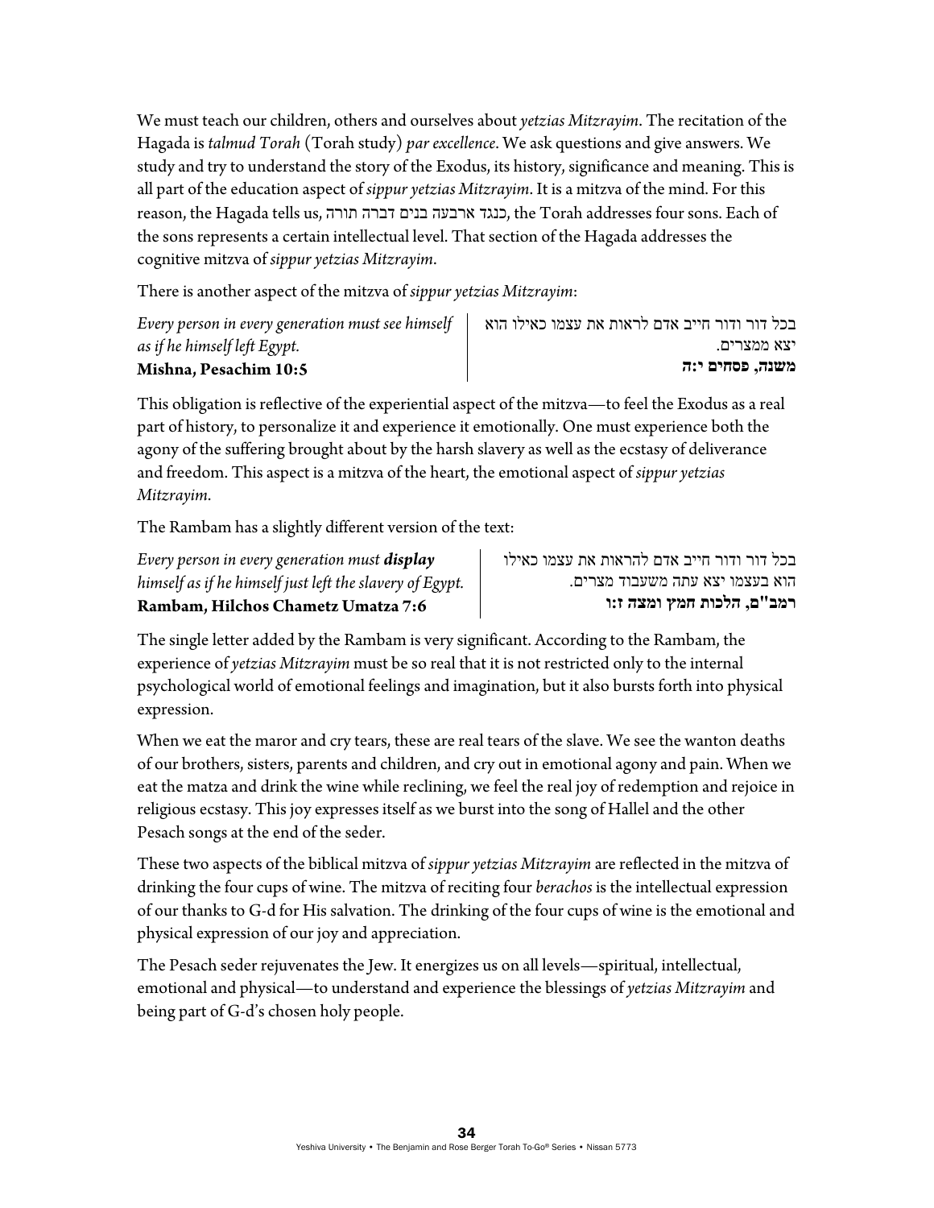We must teach our children, others and ourselves about *yetzias Mitzrayim*. The recitation of the Hagada is *talmud Torah* (Torah study) *par excellence*. We ask questions and give answers. We study and try to understand the story of the Exodus, its history, significance and meaning. This is all part of the education aspect of *sippur yetzias Mitzrayim*. It is a mitzva of the mind. For this reason, the Hagada tells us, כנגד ארבעה בנים דברה תורה, the Torah addresses four sons. Each of the sons represents a certain intellectual level. That section of the Hagada addresses the cognitive mitzva of *sippur yetzias Mitzrayim*.

There is another aspect of the mitzva of *sippur yetzias Mitzrayim*:

| | |
|---|---|
| *Every person in every generation must see himself as if he himself left Egypt.*<br>**Mishna, Pesachim 10:5** | בכל דור ודור חייב אדם לראות את עצמו כאילו הוא יצא ממצרים.<br>**משנה, פסחים י:ה** |

This obligation is reflective of the experiential aspect of the mitzva—to feel the Exodus as a real part of history, to personalize it and experience it emotionally. One must experience both the agony of the suffering brought about by the harsh slavery as well as the ecstasy of deliverance and freedom. This aspect is a mitzva of the heart, the emotional aspect of *sippur yetzias Mitzrayim*.

The Rambam has a slightly different version of the text:

| | |
|---|---|
| *Every person in every generation must* ***display*** *himself as if he himself just left the slavery of Egypt.*<br>**Rambam, Hilchos Chametz Umatza 7:6** | בכל דור ודור חייב אדם להראות את עצמו כאילו הוא בעצמו יצא עתה משעבוד מצרים.<br>**רמב"ם, הלכות חמץ ומצה ז:ו** |

The single letter added by the Rambam is very significant. According to the Rambam, the experience of *yetzias Mitzrayim* must be so real that it is not restricted only to the internal psychological world of emotional feelings and imagination, but it also bursts forth into physical expression.

When we eat the maror and cry tears, these are real tears of the slave. We see the wanton deaths of our brothers, sisters, parents and children, and cry out in emotional agony and pain. When we eat the matza and drink the wine while reclining, we feel the real joy of redemption and rejoice in religious ecstasy. This joy expresses itself as we burst into the song of Hallel and the other Pesach songs at the end of the seder.

These two aspects of the biblical mitzva of *sippur yetzias Mitzrayim* are reflected in the mitzva of drinking the four cups of wine. The mitzva of reciting four *berachos* is the intellectual expression of our thanks to G-d for His salvation. The drinking of the four cups of wine is the emotional and physical expression of our joy and appreciation.

The Pesach seder rejuvenates the Jew. It energizes us on all levels—spiritual, intellectual, emotional and physical—to understand and experience the blessings of *yetzias Mitzrayim* and being part of G-d's chosen holy people.